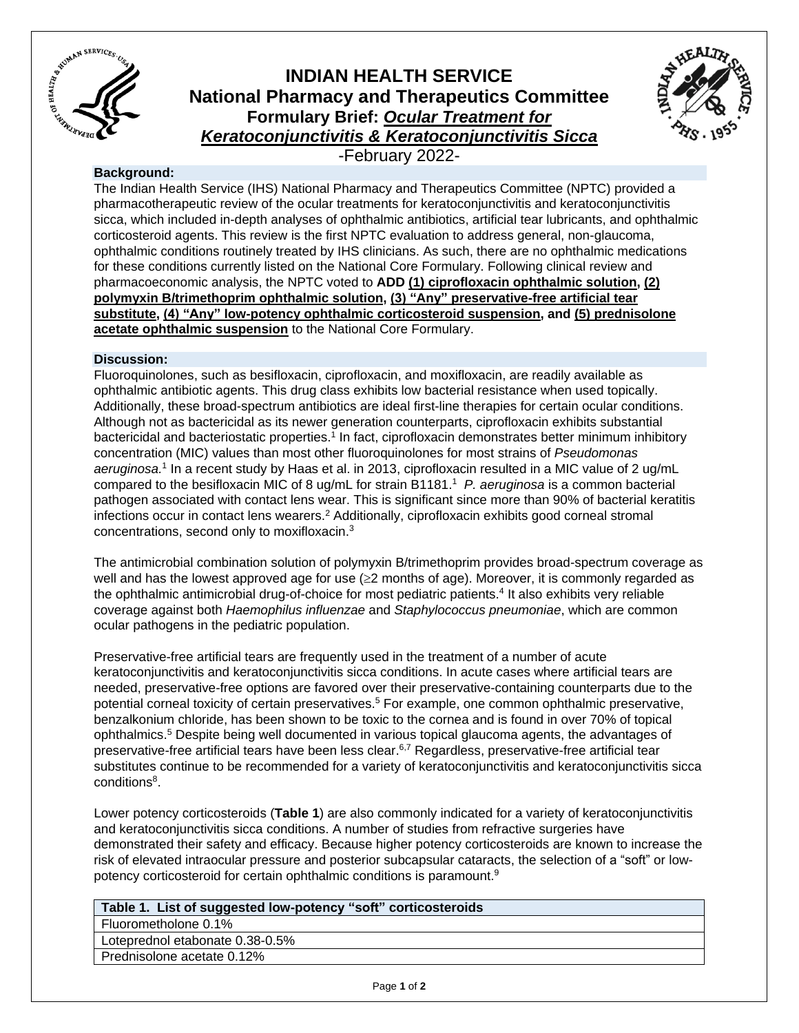# INDIAN HEALTH SERVICE
## National Pharmacy and Therapeutics Committee
## Formulary Brief: *Ocular Treatment for Keratoconjunctivitis & Keratoconjunctivitis Sicca*

-February 2022-

### Background:

The Indian Health Service (IHS) National Pharmacy and Therapeutics Committee (NPTC) provided a pharmacotherapeutic review of the ocular treatments for keratoconjunctivitis and keratoconjunctivitis sicca, which included in-depth analyses of ophthalmic antibiotics, artificial tear lubricants, and ophthalmic corticosteroid agents. This review is the first NPTC evaluation to address general, non-glaucoma, ophthalmic conditions routinely treated by IHS clinicians. As such, there are no ophthalmic medications for these conditions currently listed on the National Core Formulary. Following clinical review and pharmacoeconomic analysis, the NPTC voted to **ADD <u>(1) ciprofloxacin ophthalmic solution</u>, <u>(2) polymyxin B/trimethoprim ophthalmic solution</u>, <u>(3) "Any" preservative-free artificial tear substitute</u>, <u>(4) "Any" low-potency ophthalmic corticosteroid suspension</u>, and <u>(5) prednisolone acetate ophthalmic suspension</u>** to the National Core Formulary.

### Discussion:

Fluoroquinolones, such as besifloxacin, ciprofloxacin, and moxifloxacin, are readily available as ophthalmic antibiotic agents. This drug class exhibits low bacterial resistance when used topically. Additionally, these broad-spectrum antibiotics are ideal first-line therapies for certain ocular conditions. Although not as bactericidal as its newer generation counterparts, ciprofloxacin exhibits substantial bactericidal and bacteriostatic properties.[1] In fact, ciprofloxacin demonstrates better minimum inhibitory concentration (MIC) values than most other fluoroquinolones for most strains of *Pseudomonas aeruginosa.*[1] In a recent study by Haas et al. in 2013, ciprofloxacin resulted in a MIC value of 2 ug/mL compared to the besifloxacin MIC of 8 ug/mL for strain B1181.[1] *P. aeruginosa* is a common bacterial pathogen associated with contact lens wear. This is significant since more than 90% of bacterial keratitis infections occur in contact lens wearers.[2] Additionally, ciprofloxacin exhibits good corneal stromal concentrations, second only to moxifloxacin.[3]

The antimicrobial combination solution of polymyxin B/trimethoprim provides broad-spectrum coverage as well and has the lowest approved age for use ($\geq$2 months of age). Moreover, it is commonly regarded as the ophthalmic antimicrobial drug-of-choice for most pediatric patients.[4] It also exhibits very reliable coverage against both *Haemophilus influenzae* and *Staphylococcus pneumoniae*, which are common ocular pathogens in the pediatric population.

Preservative-free artificial tears are frequently used in the treatment of a number of acute keratoconjunctivitis and keratoconjunctivitis sicca conditions. In acute cases where artificial tears are needed, preservative-free options are favored over their preservative-containing counterparts due to the potential corneal toxicity of certain preservatives.[5] For example, one common ophthalmic preservative, benzalkonium chloride, has been shown to be toxic to the cornea and is found in over 70% of topical ophthalmics.[5] Despite being well documented in various topical glaucoma agents, the advantages of preservative-free artificial tears have been less clear.[6,7] Regardless, preservative-free artificial tear substitutes continue to be recommended for a variety of keratoconjunctivitis and keratoconjunctivitis sicca conditions[8].

Lower potency corticosteroids (**Table 1**) are also commonly indicated for a variety of keratoconjunctivitis and keratoconjunctivitis sicca conditions. A number of studies from refractive surgeries have demonstrated their safety and efficacy. Because higher potency corticosteroids are known to increase the risk of elevated intraocular pressure and posterior subcapsular cataracts, the selection of a "soft" or low-potency corticosteroid for certain ophthalmic conditions is paramount.[9]

| **Table 1. List of suggested low-potency "soft" corticosteroids** |
|---|
| Fluorometholone 0.1% |
| Loteprednol etabonate 0.38-0.5% |
| Prednisolone acetate 0.12% |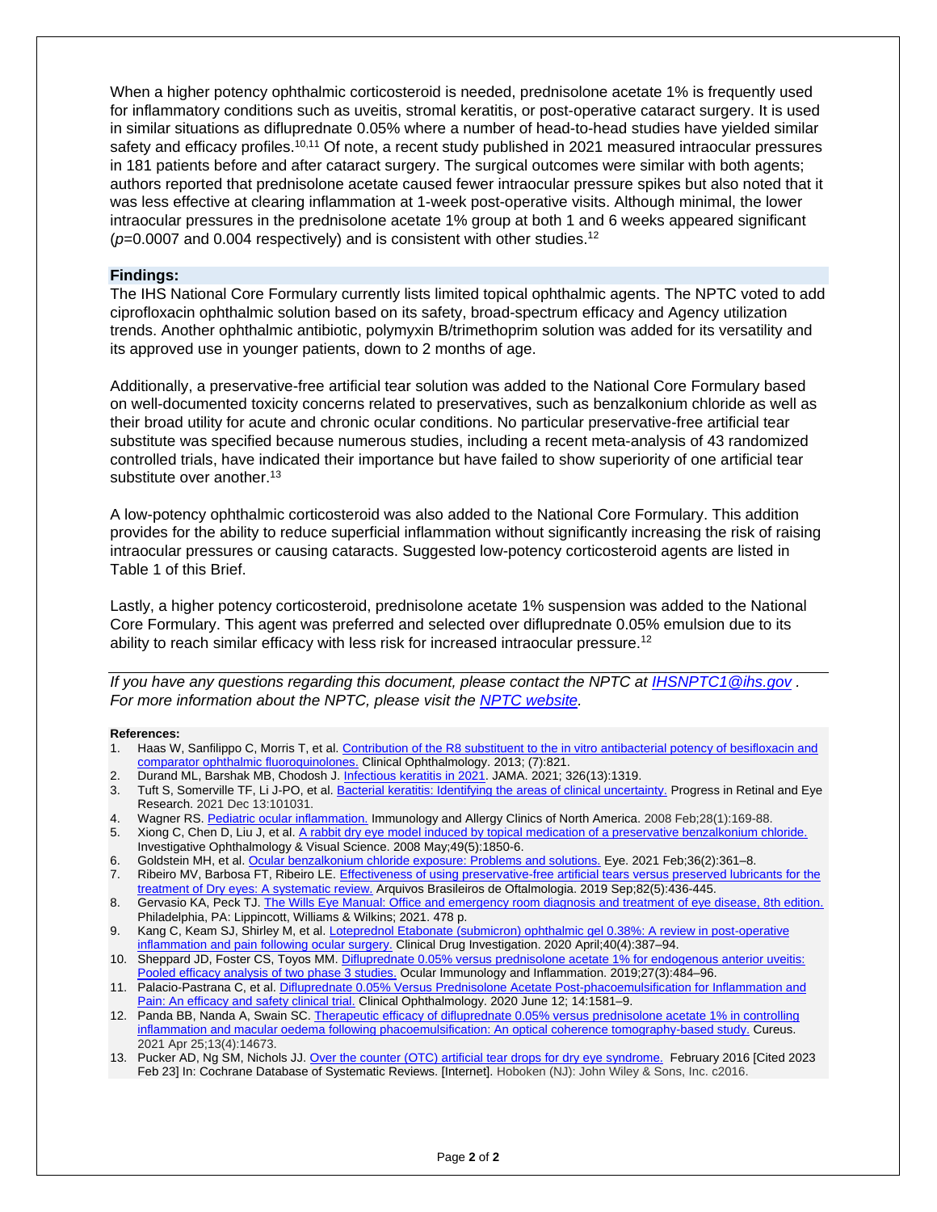When a higher potency ophthalmic corticosteroid is needed, prednisolone acetate 1% is frequently used for inflammatory conditions such as uveitis, stromal keratitis, or post-operative cataract surgery. It is used in similar situations as difluprednate 0.05% where a number of head-to-head studies have yielded similar safety and efficacy profiles.[10,11] Of note, a recent study published in 2021 measured intraocular pressures in 181 patients before and after cataract surgery. The surgical outcomes were similar with both agents; authors reported that prednisolone acetate caused fewer intraocular pressure spikes but also noted that it was less effective at clearing inflammation at 1-week post-operative visits. Although minimal, the lower intraocular pressures in the prednisolone acetate 1% group at both 1 and 6 weeks appeared significant ($p$=0.0007 and 0.004 respectively) and is consistent with other studies.[12]

## Findings:

The IHS National Core Formulary currently lists limited topical ophthalmic agents. The NPTC voted to add ciprofloxacin ophthalmic solution based on its safety, broad-spectrum efficacy and Agency utilization trends. Another ophthalmic antibiotic, polymyxin B/trimethoprim solution was added for its versatility and its approved use in younger patients, down to 2 months of age.

Additionally, a preservative-free artificial tear solution was added to the National Core Formulary based on well-documented toxicity concerns related to preservatives, such as benzalkonium chloride as well as their broad utility for acute and chronic ocular conditions. No particular preservative-free artificial tear substitute was specified because numerous studies, including a recent meta-analysis of 43 randomized controlled trials, have indicated their importance but have failed to show superiority of one artificial tear substitute over another.[13]

A low-potency ophthalmic corticosteroid was also added to the National Core Formulary. This addition provides for the ability to reduce superficial inflammation without significantly increasing the risk of raising intraocular pressures or causing cataracts. Suggested low-potency corticosteroid agents are listed in Table 1 of this Brief.

Lastly, a higher potency corticosteroid, prednisolone acetate 1% suspension was added to the National Core Formulary. This agent was preferred and selected over difluprednate 0.05% emulsion due to its ability to reach similar efficacy with less risk for increased intraocular pressure.[12]

---

*If you have any questions regarding this document, please contact the NPTC at IHSNPTC1@ihs.gov . For more information about the NPTC, please visit the NPTC website.*

**References:**

1. Haas W, Sanfilippo C, Morris T, et al. Contribution of the R8 substituent to the in vitro antibacterial potency of besifloxacin and comparator ophthalmic fluoroquinolones. Clinical Ophthalmology. 2013; (7):821.
2. Durand ML, Barshak MB, Chodosh J. Infectious keratitis in 2021. JAMA. 2021; 326(13):1319.
3. Tuft S, Somerville TF, Li J-PO, et al. Bacterial keratitis: Identifying the areas of clinical uncertainty. Progress in Retinal and Eye Research. 2021 Dec 13:101031.
4. Wagner RS. Pediatric ocular inflammation. Immunology and Allergy Clinics of North America. 2008 Feb;28(1):169-88.
5. Xiong C, Chen D, Liu J, et al. A rabbit dry eye model induced by topical medication of a preservative benzalkonium chloride. Investigative Ophthalmology & Visual Science. 2008 May;49(5):1850-6.
6. Goldstein MH, et al. Ocular benzalkonium chloride exposure: Problems and solutions. Eye. 2021 Feb;36(2):361–8.
7. Ribeiro MV, Barbosa FT, Ribeiro LE. Effectiveness of using preservative-free artificial tears versus preserved lubricants for the treatment of Dry eyes: A systematic review. Arquivos Brasileiros de Oftalmologia. 2019 Sep;82(5):436-445.
8. Gervasio KA, Peck TJ. The Wills Eye Manual: Office and emergency room diagnosis and treatment of eye disease, 8th edition. Philadelphia, PA: Lippincott, Williams & Wilkins; 2021. 478 p.
9. Kang C, Keam SJ, Shirley M, et al. Loteprednol Etabonate (submicron) ophthalmic gel 0.38%: A review in post-operative inflammation and pain following ocular surgery. Clinical Drug Investigation. 2020 April;40(4):387–94.
10. Sheppard JD, Foster CS, Toyos MM. Difluprednate 0.05% versus prednisolone acetate 1% for endogenous anterior uveitis: Pooled efficacy analysis of two phase 3 studies. Ocular Immunology and Inflammation. 2019;27(3):484–96.
11. Palacio-Pastrana C, et al. Difluprednate 0.05% Versus Prednisolone Acetate Post-phacoemulsification for Inflammation and Pain: An efficacy and safety clinical trial. Clinical Ophthalmology. 2020 June 12; 14:1581–9.
12. Panda BB, Nanda A, Swain SC. Therapeutic efficacy of difluprednate 0.05% versus prednisolone acetate 1% in controlling inflammation and macular oedema following phacoemulsification: An optical coherence tomography-based study. Cureus. 2021 Apr 25;13(4):14673.
13. Pucker AD, Ng SM, Nichols JJ. Over the counter (OTC) artificial tear drops for dry eye syndrome. February 2016 [Cited 2023 Feb 23] In: Cochrane Database of Systematic Reviews. [Internet]. Hoboken (NJ): John Wiley & Sons, Inc. c2016.